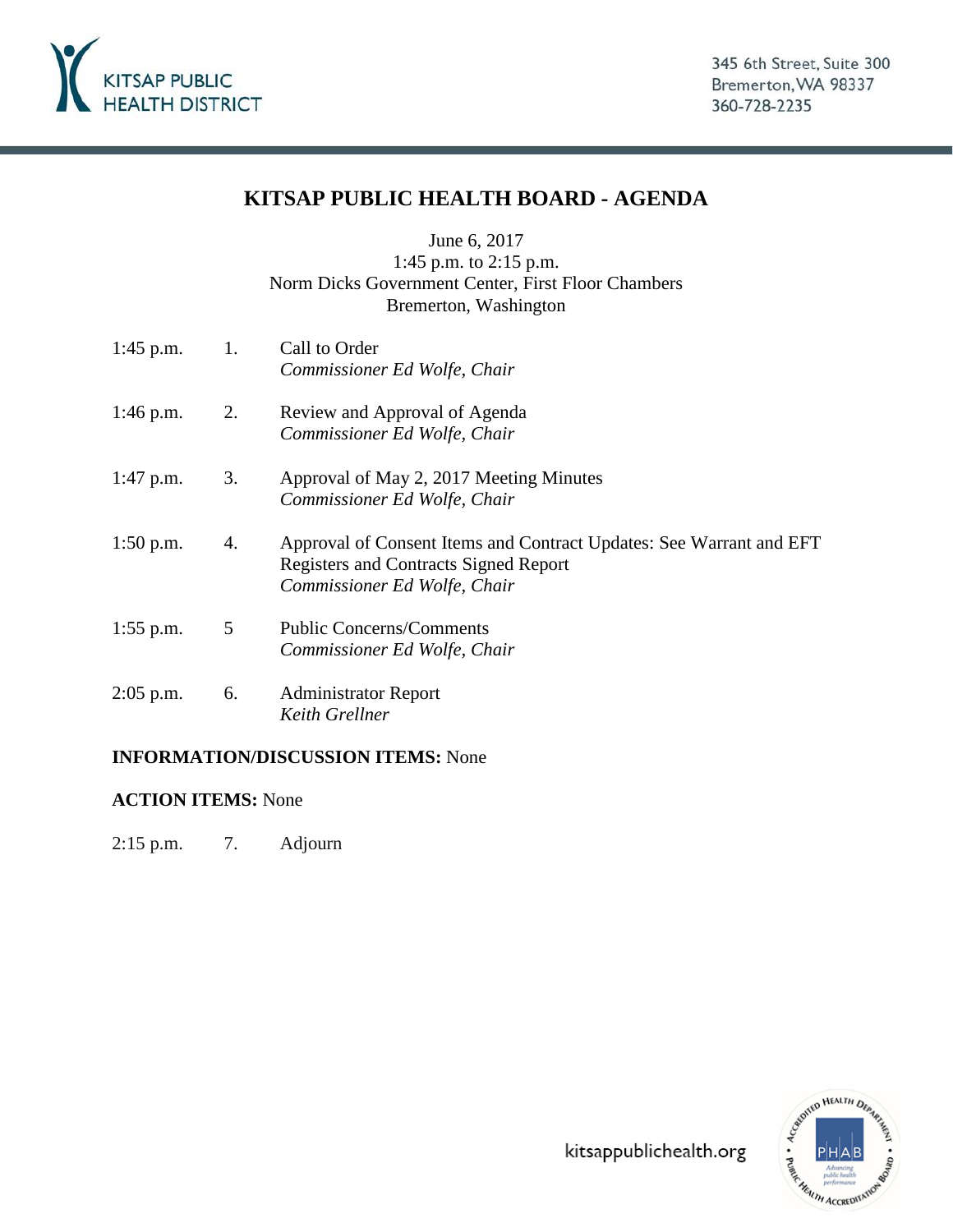KITSAP PUBLIC HEALTH DISTRICT

345 6th Street, Suite 300
Bremerton, WA 98337
360-728-2235

# KITSAP PUBLIC HEALTH BOARD - AGENDA

June 6, 2017
1:45 p.m. to 2:15 p.m.
Norm Dicks Government Center, First Floor Chambers
Bremerton, Washington

1:45 p.m. 1. Call to Order
*Commissioner Ed Wolfe, Chair*

1:46 p.m. 2. Review and Approval of Agenda
*Commissioner Ed Wolfe, Chair*

1:47 p.m. 3. Approval of May 2, 2017 Meeting Minutes
*Commissioner Ed Wolfe, Chair*

1:50 p.m. 4. Approval of Consent Items and Contract Updates: See Warrant and EFT Registers and Contracts Signed Report
*Commissioner Ed Wolfe, Chair*

1:55 p.m. 5 Public Concerns/Comments
*Commissioner Ed Wolfe, Chair*

2:05 p.m. 6. Administrator Report
*Keith Grellner*

**INFORMATION/DISCUSSION ITEMS:** None

**ACTION ITEMS:** None

2:15 p.m. 7. Adjourn

kitsappublichealth.org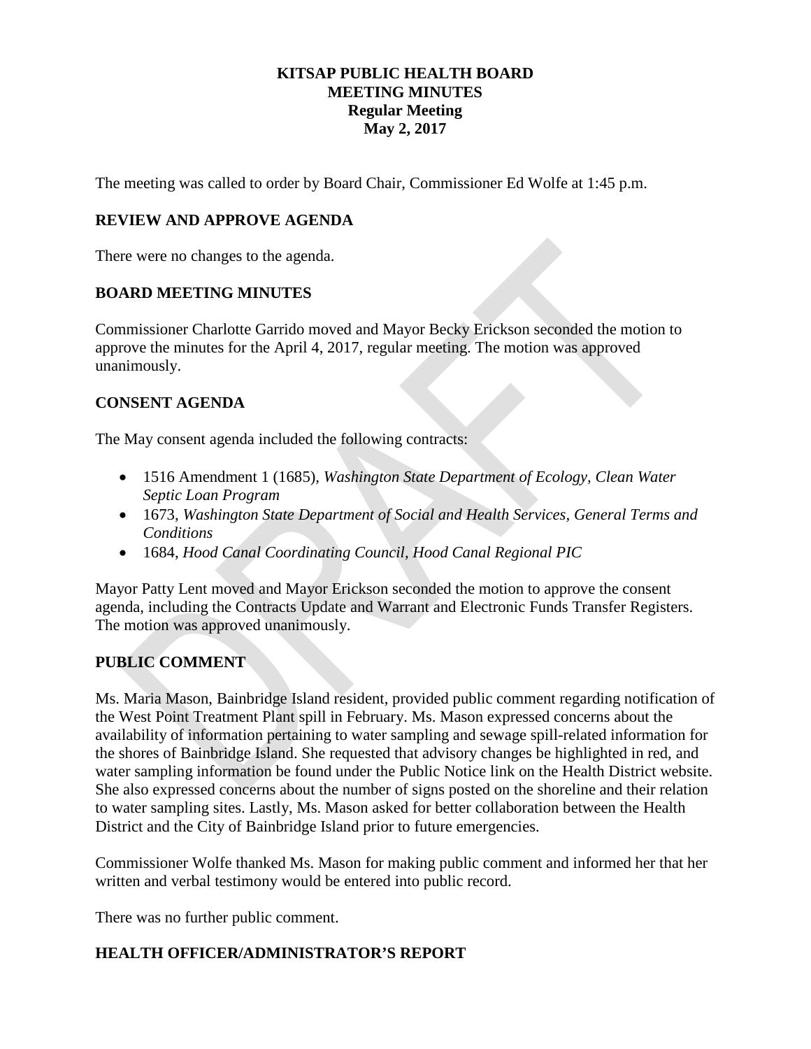**KITSAP PUBLIC HEALTH BOARD**
**MEETING MINUTES**
**Regular Meeting**
**May 2, 2017**

The meeting was called to order by Board Chair, Commissioner Ed Wolfe at 1:45 p.m.

## REVIEW AND APPROVE AGENDA

There were no changes to the agenda.

## BOARD MEETING MINUTES

Commissioner Charlotte Garrido moved and Mayor Becky Erickson seconded the motion to approve the minutes for the April 4, 2017, regular meeting. The motion was approved unanimously.

## CONSENT AGENDA

The May consent agenda included the following contracts:

- 1516 Amendment 1 (1685), *Washington State Department of Ecology, Clean Water Septic Loan Program*
- 1673, *Washington State Department of Social and Health Services, General Terms and Conditions*
- 1684, *Hood Canal Coordinating Council, Hood Canal Regional PIC*

Mayor Patty Lent moved and Mayor Erickson seconded the motion to approve the consent agenda, including the Contracts Update and Warrant and Electronic Funds Transfer Registers. The motion was approved unanimously.

## PUBLIC COMMENT

Ms. Maria Mason, Bainbridge Island resident, provided public comment regarding notification of the West Point Treatment Plant spill in February. Ms. Mason expressed concerns about the availability of information pertaining to water sampling and sewage spill-related information for the shores of Bainbridge Island. She requested that advisory changes be highlighted in red, and water sampling information be found under the Public Notice link on the Health District website. She also expressed concerns about the number of signs posted on the shoreline and their relation to water sampling sites. Lastly, Ms. Mason asked for better collaboration between the Health District and the City of Bainbridge Island prior to future emergencies.

Commissioner Wolfe thanked Ms. Mason for making public comment and informed her that her written and verbal testimony would be entered into public record.

There was no further public comment.

## HEALTH OFFICER/ADMINISTRATOR'S REPORT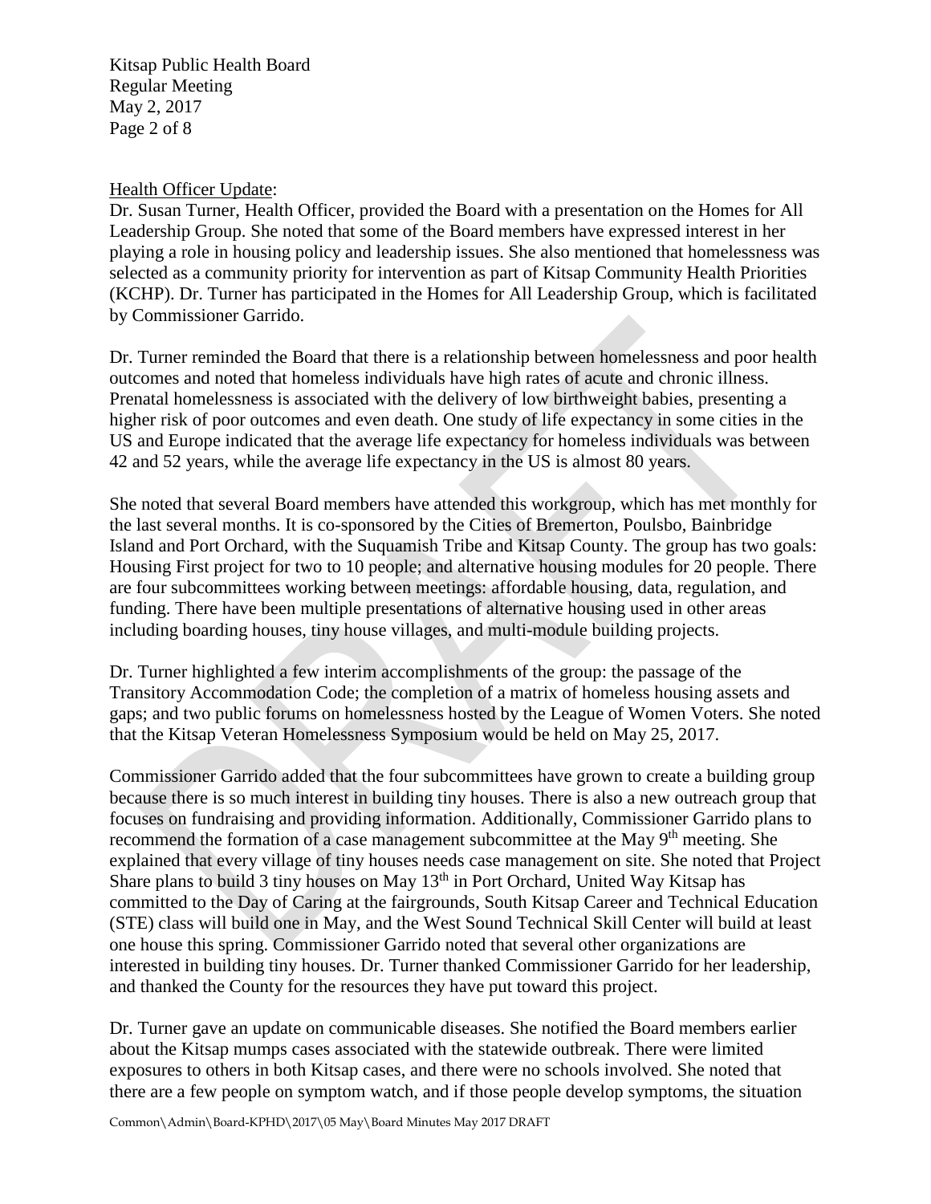Health Officer Update:

Dr. Susan Turner, Health Officer, provided the Board with a presentation on the Homes for All Leadership Group. She noted that some of the Board members have expressed interest in her playing a role in housing policy and leadership issues. She also mentioned that homelessness was selected as a community priority for intervention as part of Kitsap Community Health Priorities (KCHP). Dr. Turner has participated in the Homes for All Leadership Group, which is facilitated by Commissioner Garrido.

Dr. Turner reminded the Board that there is a relationship between homelessness and poor health outcomes and noted that homeless individuals have high rates of acute and chronic illness. Prenatal homelessness is associated with the delivery of low birthweight babies, presenting a higher risk of poor outcomes and even death. One study of life expectancy in some cities in the US and Europe indicated that the average life expectancy for homeless individuals was between 42 and 52 years, while the average life expectancy in the US is almost 80 years.

She noted that several Board members have attended this workgroup, which has met monthly for the last several months. It is co-sponsored by the Cities of Bremerton, Poulsbo, Bainbridge Island and Port Orchard, with the Suquamish Tribe and Kitsap County. The group has two goals: Housing First project for two to 10 people; and alternative housing modules for 20 people. There are four subcommittees working between meetings: affordable housing, data, regulation, and funding. There have been multiple presentations of alternative housing used in other areas including boarding houses, tiny house villages, and multi-module building projects.

Dr. Turner highlighted a few interim accomplishments of the group: the passage of the Transitory Accommodation Code; the completion of a matrix of homeless housing assets and gaps; and two public forums on homelessness hosted by the League of Women Voters. She noted that the Kitsap Veteran Homelessness Symposium would be held on May 25, 2017.

Commissioner Garrido added that the four subcommittees have grown to create a building group because there is so much interest in building tiny houses. There is also a new outreach group that focuses on fundraising and providing information. Additionally, Commissioner Garrido plans to recommend the formation of a case management subcommittee at the May 9th meeting. She explained that every village of tiny houses needs case management on site. She noted that Project Share plans to build 3 tiny houses on May 13th in Port Orchard, United Way Kitsap has committed to the Day of Caring at the fairgrounds, South Kitsap Career and Technical Education (STE) class will build one in May, and the West Sound Technical Skill Center will build at least one house this spring. Commissioner Garrido noted that several other organizations are interested in building tiny houses. Dr. Turner thanked Commissioner Garrido for her leadership, and thanked the County for the resources they have put toward this project.

Dr. Turner gave an update on communicable diseases. She notified the Board members earlier about the Kitsap mumps cases associated with the statewide outbreak. There were limited exposures to others in both Kitsap cases, and there were no schools involved. She noted that there are a few people on symptom watch, and if those people develop symptoms, the situation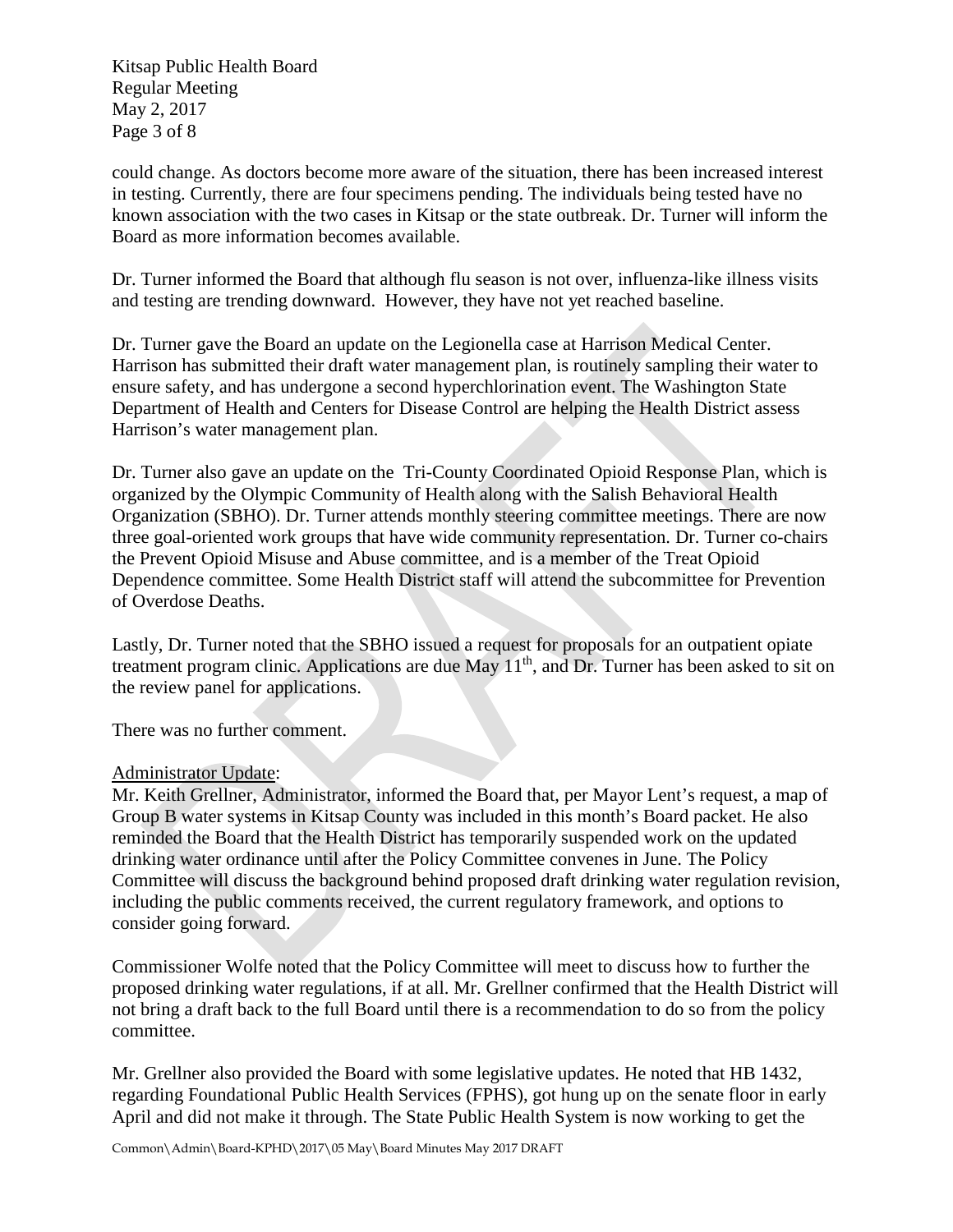could change. As doctors become more aware of the situation, there has been increased interest in testing. Currently, there are four specimens pending. The individuals being tested have no known association with the two cases in Kitsap or the state outbreak. Dr. Turner will inform the Board as more information becomes available.

Dr. Turner informed the Board that although flu season is not over, influenza-like illness visits and testing are trending downward. However, they have not yet reached baseline.

Dr. Turner gave the Board an update on the Legionella case at Harrison Medical Center. Harrison has submitted their draft water management plan, is routinely sampling their water to ensure safety, and has undergone a second hyperchlorination event. The Washington State Department of Health and Centers for Disease Control are helping the Health District assess Harrison's water management plan.

Dr. Turner also gave an update on the Tri-County Coordinated Opioid Response Plan, which is organized by the Olympic Community of Health along with the Salish Behavioral Health Organization (SBHO). Dr. Turner attends monthly steering committee meetings. There are now three goal-oriented work groups that have wide community representation. Dr. Turner co-chairs the Prevent Opioid Misuse and Abuse committee, and is a member of the Treat Opioid Dependence committee. Some Health District staff will attend the subcommittee for Prevention of Overdose Deaths.

Lastly, Dr. Turner noted that the SBHO issued a request for proposals for an outpatient opiate treatment program clinic. Applications are due May 11th, and Dr. Turner has been asked to sit on the review panel for applications.

There was no further comment.

Administrator Update:

Mr. Keith Grellner, Administrator, informed the Board that, per Mayor Lent's request, a map of Group B water systems in Kitsap County was included in this month's Board packet. He also reminded the Board that the Health District has temporarily suspended work on the updated drinking water ordinance until after the Policy Committee convenes in June. The Policy Committee will discuss the background behind proposed draft drinking water regulation revision, including the public comments received, the current regulatory framework, and options to consider going forward.

Commissioner Wolfe noted that the Policy Committee will meet to discuss how to further the proposed drinking water regulations, if at all. Mr. Grellner confirmed that the Health District will not bring a draft back to the full Board until there is a recommendation to do so from the policy committee.

Mr. Grellner also provided the Board with some legislative updates. He noted that HB 1432, regarding Foundational Public Health Services (FPHS), got hung up on the senate floor in early April and did not make it through. The State Public Health System is now working to get the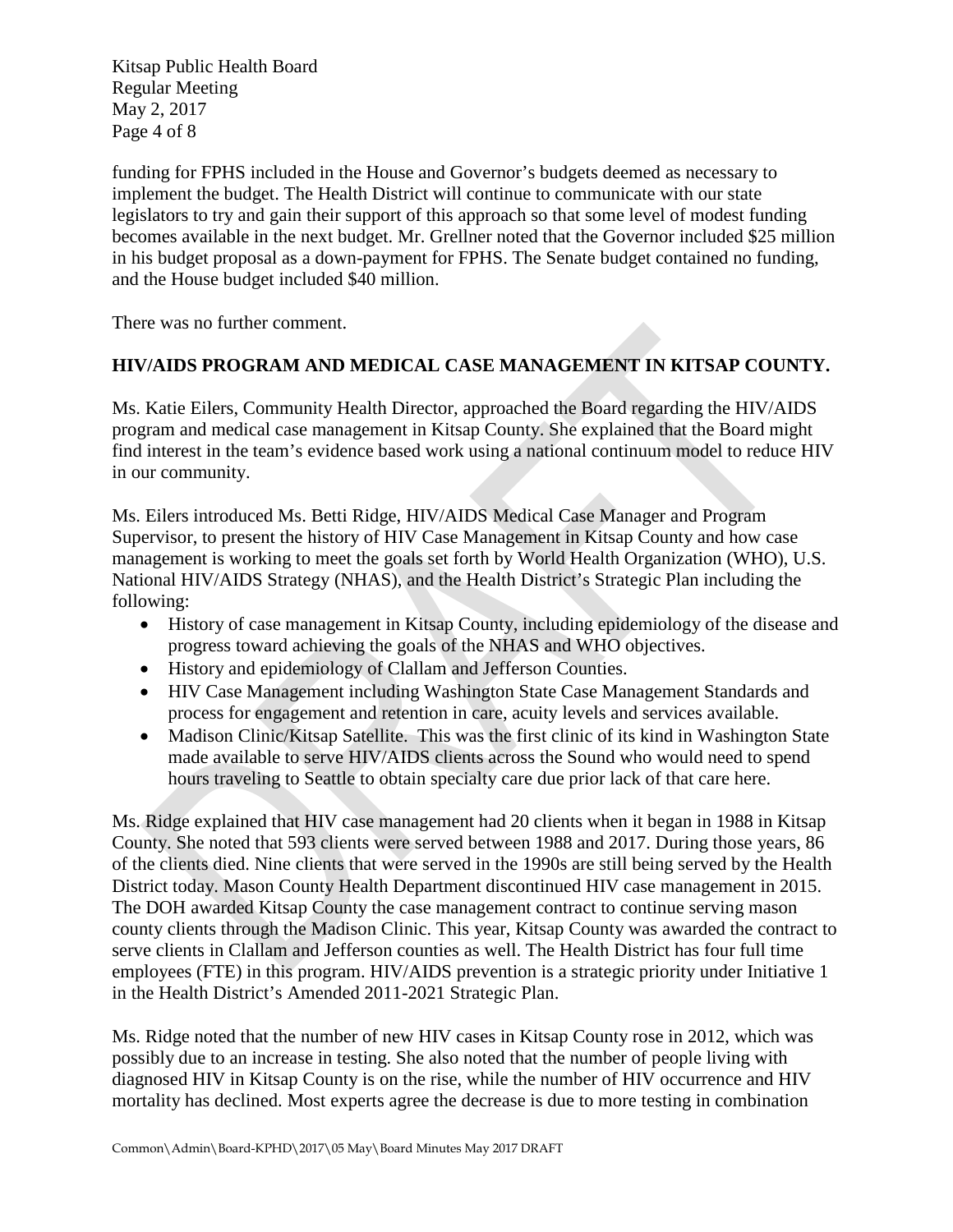funding for FPHS included in the House and Governor's budgets deemed as necessary to implement the budget. The Health District will continue to communicate with our state legislators to try and gain their support of this approach so that some level of modest funding becomes available in the next budget. Mr. Grellner noted that the Governor included $25 million in his budget proposal as a down-payment for FPHS. The Senate budget contained no funding, and the House budget included $40 million.

There was no further comment.

**HIV/AIDS PROGRAM AND MEDICAL CASE MANAGEMENT IN KITSAP COUNTY.**

Ms. Katie Eilers, Community Health Director, approached the Board regarding the HIV/AIDS program and medical case management in Kitsap County. She explained that the Board might find interest in the team's evidence based work using a national continuum model to reduce HIV in our community.

Ms. Eilers introduced Ms. Betti Ridge, HIV/AIDS Medical Case Manager and Program Supervisor, to present the history of HIV Case Management in Kitsap County and how case management is working to meet the goals set forth by World Health Organization (WHO), U.S. National HIV/AIDS Strategy (NHAS), and the Health District's Strategic Plan including the following:

- History of case management in Kitsap County, including epidemiology of the disease and progress toward achieving the goals of the NHAS and WHO objectives.
- History and epidemiology of Clallam and Jefferson Counties.
- HIV Case Management including Washington State Case Management Standards and process for engagement and retention in care, acuity levels and services available.
- Madison Clinic/Kitsap Satellite. This was the first clinic of its kind in Washington State made available to serve HIV/AIDS clients across the Sound who would need to spend hours traveling to Seattle to obtain specialty care due prior lack of that care here.

Ms. Ridge explained that HIV case management had 20 clients when it began in 1988 in Kitsap County. She noted that 593 clients were served between 1988 and 2017. During those years, 86 of the clients died. Nine clients that were served in the 1990s are still being served by the Health District today. Mason County Health Department discontinued HIV case management in 2015. The DOH awarded Kitsap County the case management contract to continue serving mason county clients through the Madison Clinic. This year, Kitsap County was awarded the contract to serve clients in Clallam and Jefferson counties as well. The Health District has four full time employees (FTE) in this program. HIV/AIDS prevention is a strategic priority under Initiative 1 in the Health District's Amended 2011-2021 Strategic Plan.

Ms. Ridge noted that the number of new HIV cases in Kitsap County rose in 2012, which was possibly due to an increase in testing. She also noted that the number of people living with diagnosed HIV in Kitsap County is on the rise, while the number of HIV occurrence and HIV mortality has declined. Most experts agree the decrease is due to more testing in combination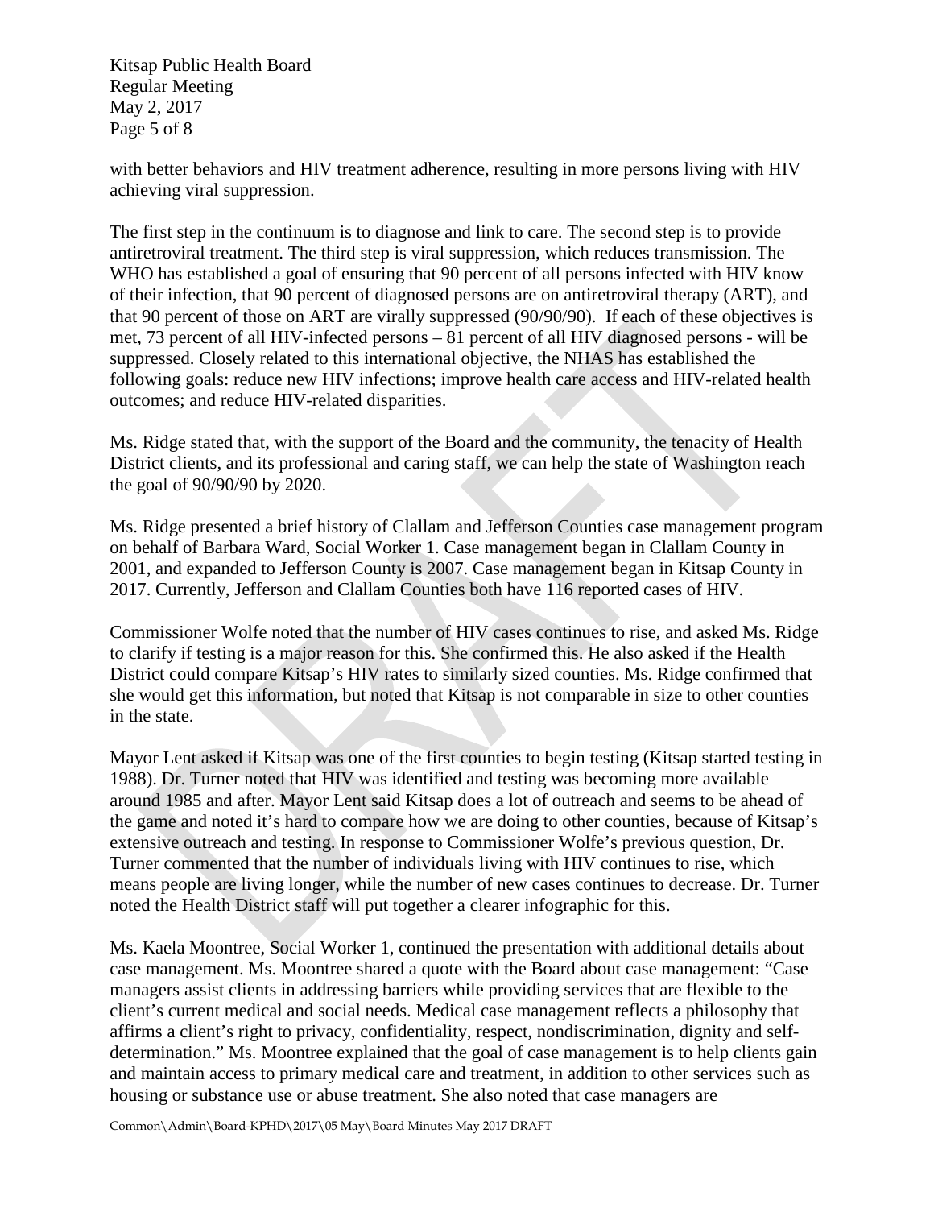with better behaviors and HIV treatment adherence, resulting in more persons living with HIV achieving viral suppression.

The first step in the continuum is to diagnose and link to care. The second step is to provide antiretroviral treatment. The third step is viral suppression, which reduces transmission. The WHO has established a goal of ensuring that 90 percent of all persons infected with HIV know of their infection, that 90 percent of diagnosed persons are on antiretroviral therapy (ART), and that 90 percent of those on ART are virally suppressed (90/90/90). If each of these objectives is met, 73 percent of all HIV-infected persons – 81 percent of all HIV diagnosed persons - will be suppressed. Closely related to this international objective, the NHAS has established the following goals: reduce new HIV infections; improve health care access and HIV-related health outcomes; and reduce HIV-related disparities.

Ms. Ridge stated that, with the support of the Board and the community, the tenacity of Health District clients, and its professional and caring staff, we can help the state of Washington reach the goal of 90/90/90 by 2020.

Ms. Ridge presented a brief history of Clallam and Jefferson Counties case management program on behalf of Barbara Ward, Social Worker 1. Case management began in Clallam County in 2001, and expanded to Jefferson County is 2007. Case management began in Kitsap County in 2017. Currently, Jefferson and Clallam Counties both have 116 reported cases of HIV.

Commissioner Wolfe noted that the number of HIV cases continues to rise, and asked Ms. Ridge to clarify if testing is a major reason for this. She confirmed this. He also asked if the Health District could compare Kitsap's HIV rates to similarly sized counties. Ms. Ridge confirmed that she would get this information, but noted that Kitsap is not comparable in size to other counties in the state.

Mayor Lent asked if Kitsap was one of the first counties to begin testing (Kitsap started testing in 1988). Dr. Turner noted that HIV was identified and testing was becoming more available around 1985 and after. Mayor Lent said Kitsap does a lot of outreach and seems to be ahead of the game and noted it's hard to compare how we are doing to other counties, because of Kitsap's extensive outreach and testing. In response to Commissioner Wolfe's previous question, Dr. Turner commented that the number of individuals living with HIV continues to rise, which means people are living longer, while the number of new cases continues to decrease. Dr. Turner noted the Health District staff will put together a clearer infographic for this.

Ms. Kaela Moontree, Social Worker 1, continued the presentation with additional details about case management. Ms. Moontree shared a quote with the Board about case management: "Case managers assist clients in addressing barriers while providing services that are flexible to the client's current medical and social needs. Medical case management reflects a philosophy that affirms a client's right to privacy, confidentiality, respect, nondiscrimination, dignity and self-determination." Ms. Moontree explained that the goal of case management is to help clients gain and maintain access to primary medical care and treatment, in addition to other services such as housing or substance use or abuse treatment. She also noted that case managers are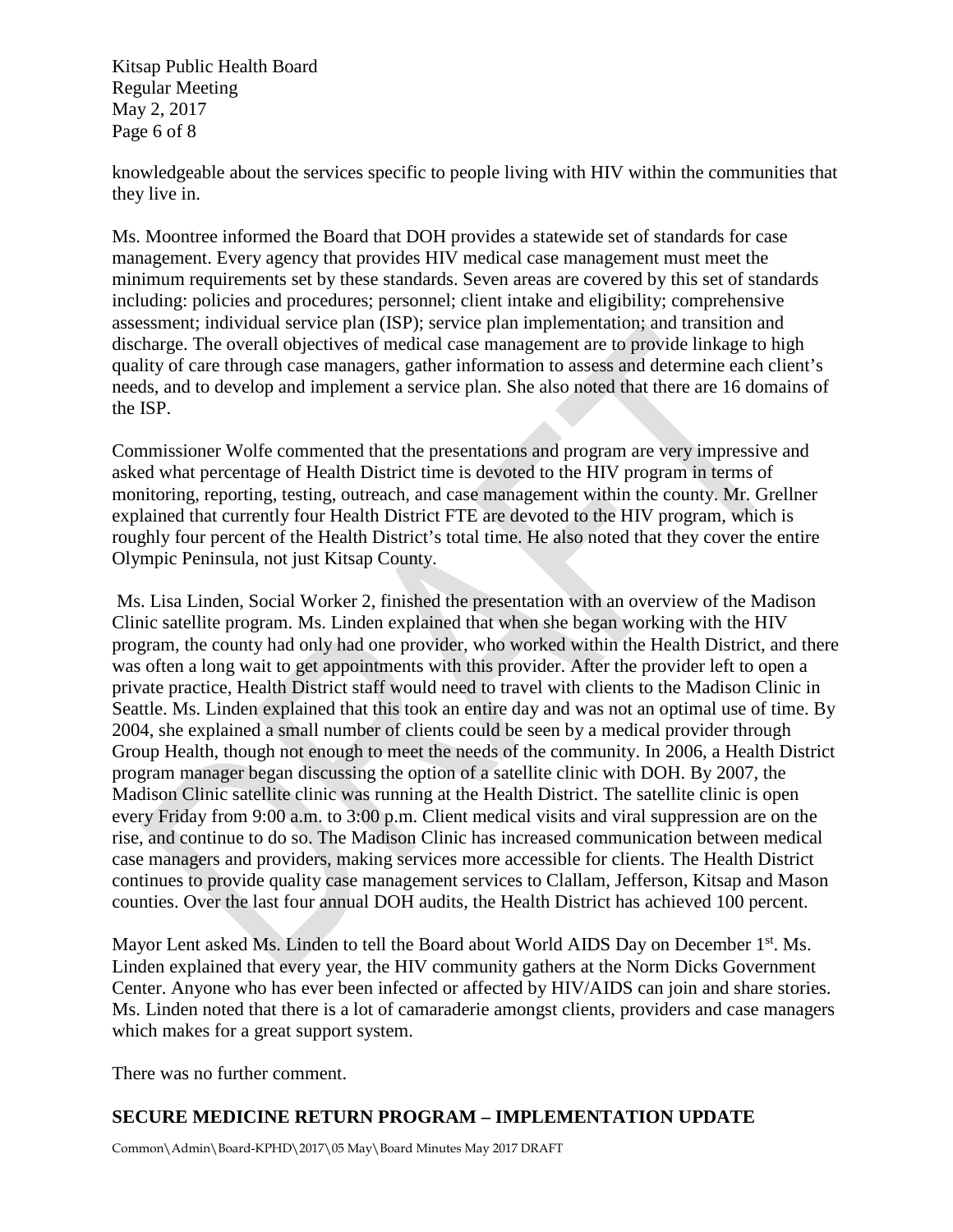knowledgeable about the services specific to people living with HIV within the communities that they live in.

Ms. Moontree informed the Board that DOH provides a statewide set of standards for case management. Every agency that provides HIV medical case management must meet the minimum requirements set by these standards. Seven areas are covered by this set of standards including: policies and procedures; personnel; client intake and eligibility; comprehensive assessment; individual service plan (ISP); service plan implementation; and transition and discharge. The overall objectives of medical case management are to provide linkage to high quality of care through case managers, gather information to assess and determine each client's needs, and to develop and implement a service plan. She also noted that there are 16 domains of the ISP.

Commissioner Wolfe commented that the presentations and program are very impressive and asked what percentage of Health District time is devoted to the HIV program in terms of monitoring, reporting, testing, outreach, and case management within the county. Mr. Grellner explained that currently four Health District FTE are devoted to the HIV program, which is roughly four percent of the Health District's total time. He also noted that they cover the entire Olympic Peninsula, not just Kitsap County.

Ms. Lisa Linden, Social Worker 2, finished the presentation with an overview of the Madison Clinic satellite program. Ms. Linden explained that when she began working with the HIV program, the county had only had one provider, who worked within the Health District, and there was often a long wait to get appointments with this provider. After the provider left to open a private practice, Health District staff would need to travel with clients to the Madison Clinic in Seattle. Ms. Linden explained that this took an entire day and was not an optimal use of time. By 2004, she explained a small number of clients could be seen by a medical provider through Group Health, though not enough to meet the needs of the community. In 2006, a Health District program manager began discussing the option of a satellite clinic with DOH. By 2007, the Madison Clinic satellite clinic was running at the Health District. The satellite clinic is open every Friday from 9:00 a.m. to 3:00 p.m. Client medical visits and viral suppression are on the rise, and continue to do so. The Madison Clinic has increased communication between medical case managers and providers, making services more accessible for clients. The Health District continues to provide quality case management services to Clallam, Jefferson, Kitsap and Mason counties. Over the last four annual DOH audits, the Health District has achieved 100 percent.

Mayor Lent asked Ms. Linden to tell the Board about World AIDS Day on December 1st. Ms. Linden explained that every year, the HIV community gathers at the Norm Dicks Government Center. Anyone who has ever been infected or affected by HIV/AIDS can join and share stories. Ms. Linden noted that there is a lot of camaraderie amongst clients, providers and case managers which makes for a great support system.

There was no further comment.

## SECURE MEDICINE RETURN PROGRAM – IMPLEMENTATION UPDATE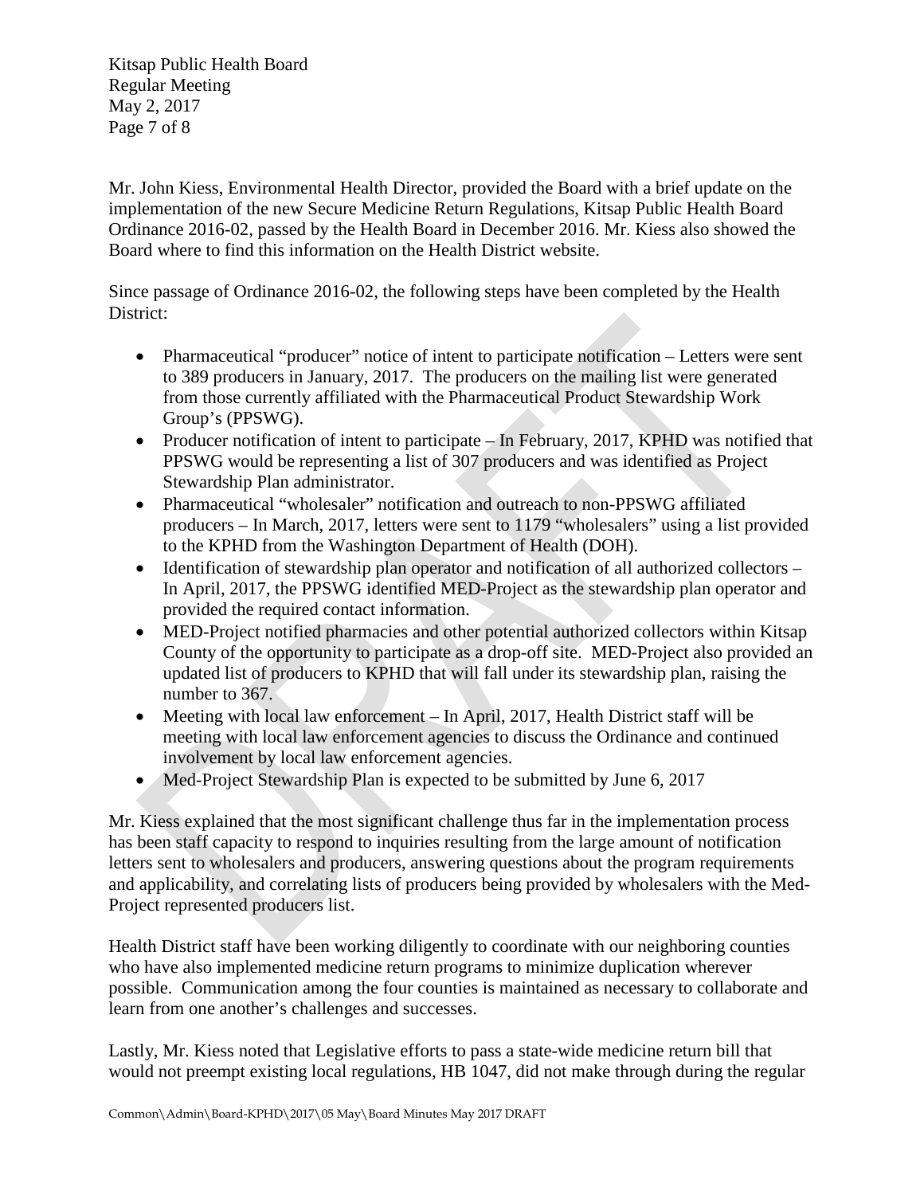Mr. John Kiess, Environmental Health Director, provided the Board with a brief update on the implementation of the new Secure Medicine Return Regulations, Kitsap Public Health Board Ordinance 2016-02, passed by the Health Board in December 2016. Mr. Kiess also showed the Board where to find this information on the Health District website.

Since passage of Ordinance 2016-02, the following steps have been completed by the Health District:

- Pharmaceutical "producer" notice of intent to participate notification – Letters were sent to 389 producers in January, 2017. The producers on the mailing list were generated from those currently affiliated with the Pharmaceutical Product Stewardship Work Group's (PPSWG).
- Producer notification of intent to participate – In February, 2017, KPHD was notified that PPSWG would be representing a list of 307 producers and was identified as Project Stewardship Plan administrator.
- Pharmaceutical "wholesaler" notification and outreach to non-PPSWG affiliated producers – In March, 2017, letters were sent to 1179 "wholesalers" using a list provided to the KPHD from the Washington Department of Health (DOH).
- Identification of stewardship plan operator and notification of all authorized collectors – In April, 2017, the PPSWG identified MED-Project as the stewardship plan operator and provided the required contact information.
- MED-Project notified pharmacies and other potential authorized collectors within Kitsap County of the opportunity to participate as a drop-off site. MED-Project also provided an updated list of producers to KPHD that will fall under its stewardship plan, raising the number to 367.
- Meeting with local law enforcement – In April, 2017, Health District staff will be meeting with local law enforcement agencies to discuss the Ordinance and continued involvement by local law enforcement agencies.
- Med-Project Stewardship Plan is expected to be submitted by June 6, 2017

Mr. Kiess explained that the most significant challenge thus far in the implementation process has been staff capacity to respond to inquiries resulting from the large amount of notification letters sent to wholesalers and producers, answering questions about the program requirements and applicability, and correlating lists of producers being provided by wholesalers with the Med-Project represented producers list.

Health District staff have been working diligently to coordinate with our neighboring counties who have also implemented medicine return programs to minimize duplication wherever possible. Communication among the four counties is maintained as necessary to collaborate and learn from one another's challenges and successes.

Lastly, Mr. Kiess noted that Legislative efforts to pass a state-wide medicine return bill that would not preempt existing local regulations, HB 1047, did not make through during the regular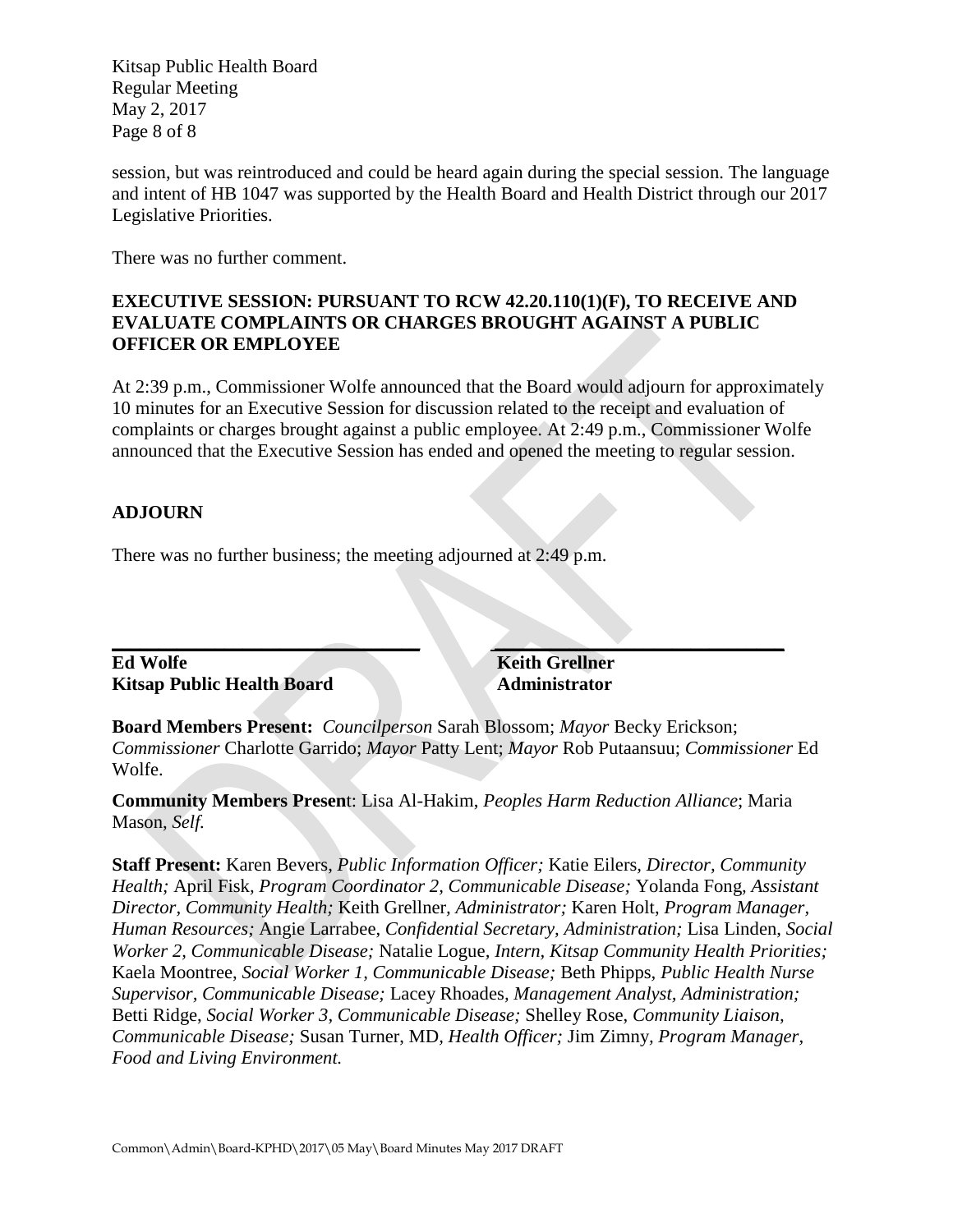session, but was reintroduced and could be heard again during the special session. The language and intent of HB 1047 was supported by the Health Board and Health District through our 2017 Legislative Priorities.

There was no further comment.

**EXECUTIVE SESSION: PURSUANT TO RCW 42.20.110(1)(F), TO RECEIVE AND EVALUATE COMPLAINTS OR CHARGES BROUGHT AGAINST A PUBLIC OFFICER OR EMPLOYEE**

At 2:39 p.m., Commissioner Wolfe announced that the Board would adjourn for approximately 10 minutes for an Executive Session for discussion related to the receipt and evaluation of complaints or charges brought against a public employee. At 2:49 p.m., Commissioner Wolfe announced that the Executive Session has ended and opened the meeting to regular session.

**ADJOURN**

There was no further business; the meeting adjourned at 2:49 p.m.

| | |
|---|---|
| **Ed Wolfe** | **Keith Grellner** |
| **Kitsap Public Health Board** | **Administrator** |

**Board Members Present:** *Councilperson* Sarah Blossom; *Mayor* Becky Erickson; *Commissioner* Charlotte Garrido; *Mayor* Patty Lent; *Mayor* Rob Putaansuu; *Commissioner* Ed Wolfe.

**Community Members Present**: Lisa Al-Hakim, *Peoples Harm Reduction Alliance*; Maria Mason, *Self.*

**Staff Present:** Karen Bevers, *Public Information Officer;* Katie Eilers, *Director, Community Health;* April Fisk, *Program Coordinator 2, Communicable Disease;* Yolanda Fong, *Assistant Director, Community Health;* Keith Grellner, *Administrator;* Karen Holt, *Program Manager, Human Resources;* Angie Larrabee, *Confidential Secretary, Administration;* Lisa Linden, *Social Worker 2, Communicable Disease;* Natalie Logue, *Intern, Kitsap Community Health Priorities;* Kaela Moontree, *Social Worker 1, Communicable Disease;* Beth Phipps, *Public Health Nurse Supervisor, Communicable Disease;* Lacey Rhoades, *Management Analyst, Administration;* Betti Ridge, *Social Worker 3, Communicable Disease;* Shelley Rose, *Community Liaison, Communicable Disease;* Susan Turner, MD, *Health Officer;* Jim Zimny, *Program Manager, Food and Living Environment.*

Common\Admin\Board-KPHD\2017\05 May\Board Minutes May 2017 DRAFT